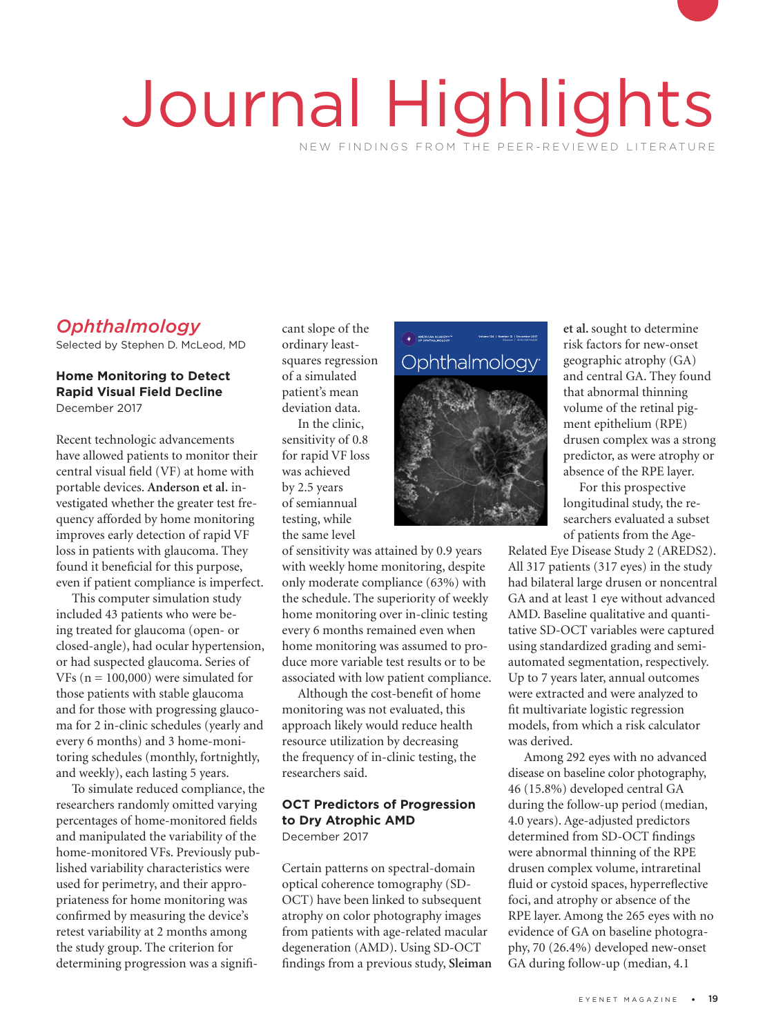# Journal Highlights

NEW FINDINGS FROM THE PEER-REVIEWED LITERATURE

## *Ophthalmology*

Selected by Stephen D. McLeod, MD

### Home Monitoring to Detect Rapid Visual Field Decline

December 2017

Recent technologic advancements have allowed patients to monitor their central visual field (VF) at home with portable devices. **Anderson et al.** investigated whether the greater test frequency afforded by home monitoring improves early detection of rapid VF loss in patients with glaucoma. They found it beneficial for this purpose, even if patient compliance is imperfect.

This computer simulation study included 43 patients who were being treated for glaucoma (open- or closed-angle), had ocular hypertension, or had suspected glaucoma. Series of VFs (n = 100,000) were simulated for those patients with stable glaucoma and for those with progressing glaucoma for 2 in-clinic schedules (yearly and every 6 months) and 3 home-monitoring schedules (monthly, fortnightly, and weekly), each lasting 5 years.

To simulate reduced compliance, the researchers randomly omitted varying percentages of home-monitored fields and manipulated the variability of the home-monitored VFs. Previously published variability characteristics were used for perimetry, and their appropriateness for home monitoring was confirmed by measuring the device's retest variability at 2 months among the study group. The criterion for determining progression was a significant slope of the ordinary least-squares regression of a simulated patient's mean deviation data.

In the clinic, sensitivity of 0.8 for rapid VF loss was achieved by 2.5 years of semiannual testing, while the same level of sensitivity was attained by 0.9 years with weekly home monitoring, despite only moderate compliance (63%) with the schedule. The superiority of weekly home monitoring over in-clinic testing every 6 months remained even when home monitoring was assumed to produce more variable test results or to be associated with low patient compliance.

Although the cost-benefit of home monitoring was not evaluated, this approach likely would reduce health resource utilization by decreasing the frequency of in-clinic testing, the researchers said.

### OCT Predictors of Progression to Dry Atrophic AMD

December 2017

Certain patterns on spectral-domain optical coherence tomography (SD-OCT) have been linked to subsequent atrophy on color photography images from patients with age-related macular degeneration (AMD). Using SD-OCT findings from a previous study, **Sleiman et al.** sought to determine risk factors for new-onset geographic atrophy (GA) and central GA. They found that abnormal thinning volume of the retinal pigment epithelium (RPE) drusen complex was a strong predictor, as were atrophy or absence of the RPE layer.

For this prospective longitudinal study, the researchers evaluated a subset of patients from the Age-Related Eye Disease Study 2 (AREDS2). All 317 patients (317 eyes) in the study had bilateral large drusen or noncentral GA and at least 1 eye without advanced AMD. Baseline qualitative and quantitative SD-OCT variables were captured using standardized grading and semi-automated segmentation, respectively. Up to 7 years later, annual outcomes were extracted and were analyzed to fit multivariate logistic regression models, from which a risk calculator was derived.

Among 292 eyes with no advanced disease on baseline color photography, 46 (15.8%) developed central GA during the follow-up period (median, 4.0 years). Age-adjusted predictors determined from SD-OCT findings were abnormal thinning of the RPE drusen complex volume, intraretinal fluid or cystoid spaces, hyperreflective foci, and atrophy or absence of the RPE layer. Among the 265 eyes with no evidence of GA on baseline photography, 70 (26.4%) developed new-onset GA during follow-up (median, 4.1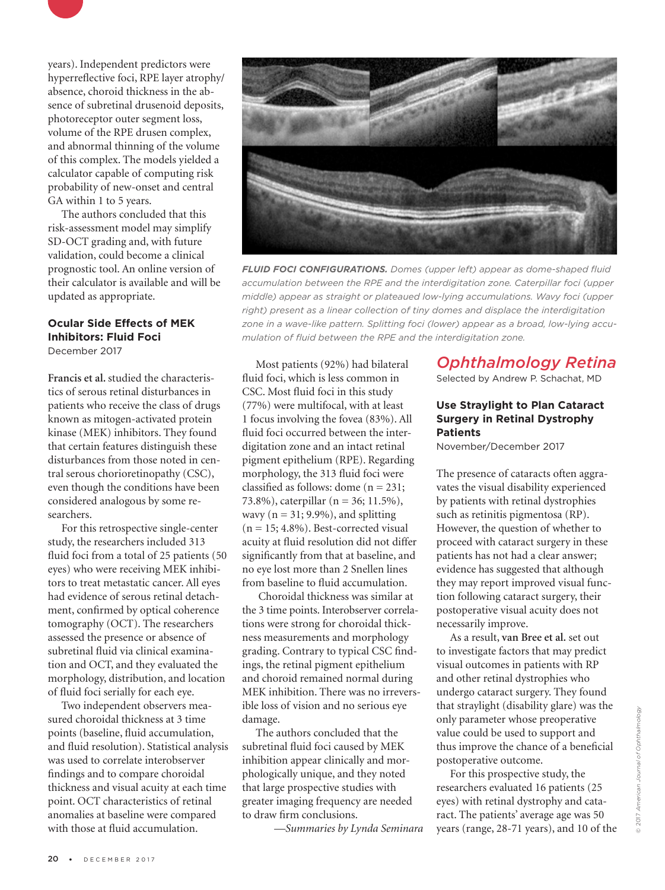years). Independent predictors were hyperreflective foci, RPE layer atrophy/absence, choroid thickness in the absence of subretinal drusenoid deposits, photoreceptor outer segment loss, volume of the RPE drusen complex, and abnormal thinning of the volume of this complex. The models yielded a calculator capable of computing risk probability of new-onset and central GA within 1 to 5 years.

The authors concluded that this risk-assessment model may simplify SD-OCT grading and, with future validation, could become a clinical prognostic tool. An online version of their calculator is available and will be updated as appropriate.

### Ocular Side Effects of MEK Inhibitors: Fluid Foci

December 2017

**Francis et al.** studied the characteristics of serous retinal disturbances in patients who receive the class of drugs known as mitogen-activated protein kinase (MEK) inhibitors. They found that certain features distinguish these disturbances from those noted in central serous chorioretinopathy (CSC), even though the conditions have been considered analogous by some researchers.

For this retrospective single-center study, the researchers included 313 fluid foci from a total of 25 patients (50 eyes) who were receiving MEK inhibitors to treat metastatic cancer. All eyes had evidence of serous retinal detachment, confirmed by optical coherence tomography (OCT). The researchers assessed the presence or absence of subretinal fluid via clinical examination and OCT, and they evaluated the morphology, distribution, and location of fluid foci serially for each eye.

Two independent observers measured choroidal thickness at 3 time points (baseline, fluid accumulation, and fluid resolution). Statistical analysis was used to correlate interobserver findings and to compare choroidal thickness and visual acuity at each time point. OCT characteristics of retinal anomalies at baseline were compared with those at fluid accumulation.

***FLUID FOCI CONFIGURATIONS.*** *Domes (upper left) appear as dome-shaped fluid accumulation between the RPE and the interdigitation zone. Caterpillar foci (upper middle) appear as straight or plateaued low-lying accumulations. Wavy foci (upper right) present as a linear collection of tiny domes and displace the interdigitation zone in a wave-like pattern. Splitting foci (lower) appear as a broad, low-lying accumulation of fluid between the RPE and the interdigitation zone.*

Most patients (92%) had bilateral fluid foci, which is less common in CSC. Most fluid foci in this study (77%) were multifocal, with at least 1 focus involving the fovea (83%). All fluid foci occurred between the interdigitation zone and an intact retinal pigment epithelium (RPE). Regarding morphology, the 313 fluid foci were classified as follows: dome (n = 231; 73.8%), caterpillar (n = 36; 11.5%), wavy (n = 31; 9.9%), and splitting (n = 15; 4.8%). Best-corrected visual acuity at fluid resolution did not differ significantly from that at baseline, and no eye lost more than 2 Snellen lines from baseline to fluid accumulation.

Choroidal thickness was similar at the 3 time points. Interobserver correlations were strong for choroidal thickness measurements and morphology grading. Contrary to typical CSC findings, the retinal pigment epithelium and choroid remained normal during MEK inhibition. There was no irreversible loss of vision and no serious eye damage.

The authors concluded that the subretinal fluid foci caused by MEK inhibition appear clinically and morphologically unique, and they noted that large prospective studies with greater imaging frequency are needed to draw firm conclusions.

*—Summaries by Lynda Seminara*

## Ophthalmology Retina

Selected by Andrew P. Schachat, MD

### Use Straylight to Plan Cataract Surgery in Retinal Dystrophy Patients

November/December 2017

The presence of cataracts often aggravates the visual disability experienced by patients with retinal dystrophies such as retinitis pigmentosa (RP). However, the question of whether to proceed with cataract surgery in these patients has not had a clear answer; evidence has suggested that although they may report improved visual function following cataract surgery, their postoperative visual acuity does not necessarily improve.

As a result, **van Bree et al.** set out to investigate factors that may predict visual outcomes in patients with RP and other retinal dystrophies who undergo cataract surgery. They found that straylight (disability glare) was the only parameter whose preoperative value could be used to support and thus improve the chance of a beneficial postoperative outcome.

For this prospective study, the researchers evaluated 16 patients (25 eyes) with retinal dystrophy and cataract. The patients' average age was 50 years (range, 28-71 years), and 10 of the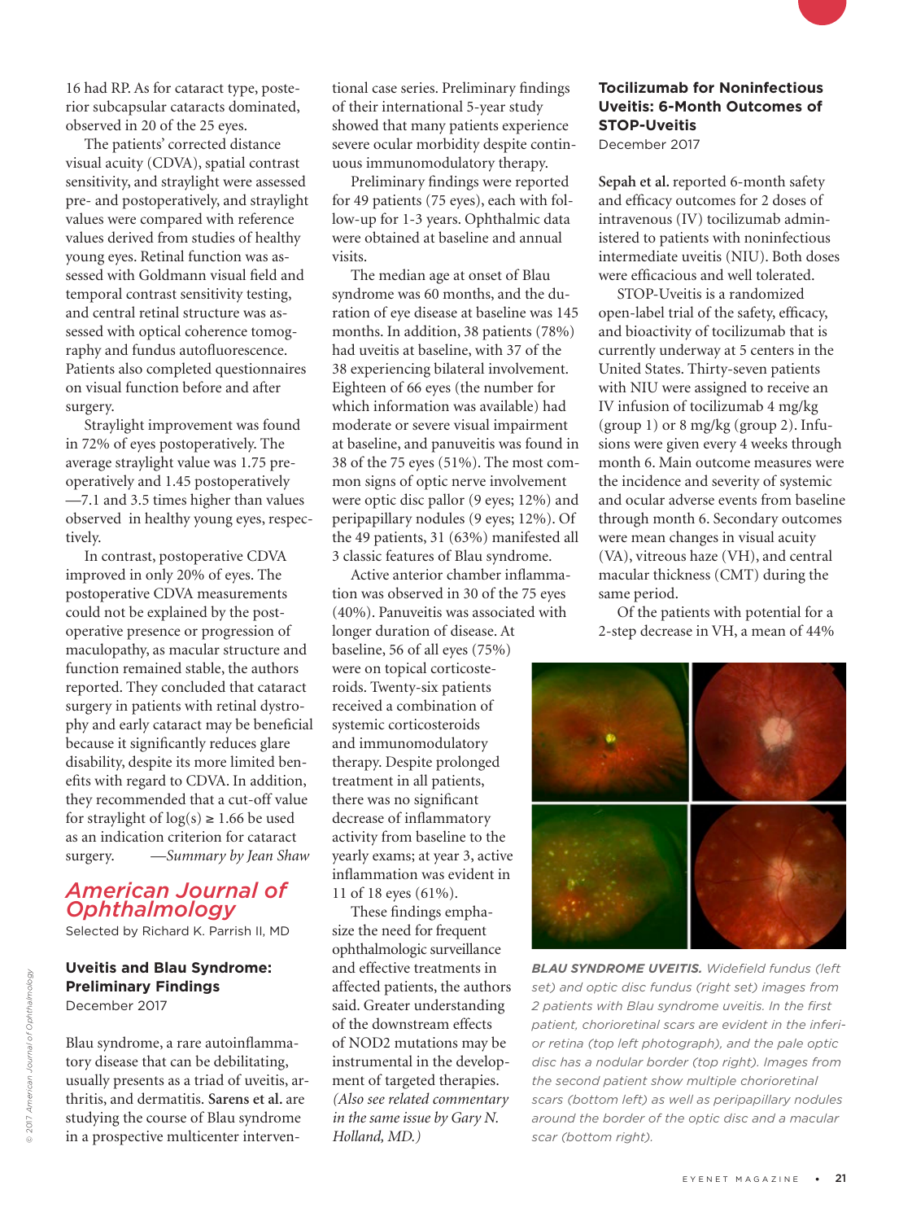16 had RP. As for cataract type, posterior subcapsular cataracts dominated, observed in 20 of the 25 eyes.

The patients' corrected distance visual acuity (CDVA), spatial contrast sensitivity, and straylight were assessed pre- and postoperatively, and straylight values were compared with reference values derived from studies of healthy young eyes. Retinal function was assessed with Goldmann visual field and temporal contrast sensitivity testing, and central retinal structure was assessed with optical coherence tomography and fundus autofluorescence. Patients also completed questionnaires on visual function before and after surgery.

Straylight improvement was found in 72% of eyes postoperatively. The average straylight value was 1.75 preoperatively and 1.45 postoperatively —7.1 and 3.5 times higher than values observed in healthy young eyes, respectively.

In contrast, postoperative CDVA improved in only 20% of eyes. The postoperative CDVA measurements could not be explained by the postoperative presence or progression of maculopathy, as macular structure and function remained stable, the authors reported. They concluded that cataract surgery in patients with retinal dystrophy and early cataract may be beneficial because it significantly reduces glare disability, despite its more limited benefits with regard to CDVA. In addition, they recommended that a cut-off value for straylight of $\log(s) \geq 1.66$ be used as an indication criterion for cataract surgery. *—Summary by Jean Shaw*

## American Journal of Ophthalmology

Selected by Richard K. Parrish II, MD

### Uveitis and Blau Syndrome: Preliminary Findings

December 2017

Blau syndrome, a rare autoinflammatory disease that can be debilitating, usually presents as a triad of uveitis, arthritis, and dermatitis. **Sarens et al.** are studying the course of Blau syndrome in a prospective multicenter interventional case series. Preliminary findings of their international 5-year study showed that many patients experience severe ocular morbidity despite continuous immunomodulatory therapy.

Preliminary findings were reported for 49 patients (75 eyes), each with follow-up for 1-3 years. Ophthalmic data were obtained at baseline and annual visits.

The median age at onset of Blau syndrome was 60 months, and the duration of eye disease at baseline was 145 months. In addition, 38 patients (78%) had uveitis at baseline, with 37 of the 38 experiencing bilateral involvement. Eighteen of 66 eyes (the number for which information was available) had moderate or severe visual impairment at baseline, and panuveitis was found in 38 of the 75 eyes (51%). The most common signs of optic nerve involvement were optic disc pallor (9 eyes; 12%) and peripapillary nodules (9 eyes; 12%). Of the 49 patients, 31 (63%) manifested all 3 classic features of Blau syndrome.

Active anterior chamber inflammation was observed in 30 of the 75 eyes (40%). Panuveitis was associated with longer duration of disease. At baseline, 56 of all eyes (75%) were on topical corticosteroids. Twenty-six patients received a combination of systemic corticosteroids and immunomodulatory therapy. Despite prolonged treatment in all patients, there was no significant decrease of inflammatory activity from baseline to the yearly exams; at year 3, active inflammation was evident in 11 of 18 eyes (61%).

These findings emphasize the need for frequent ophthalmologic surveillance and effective treatments in affected patients, the authors said. Greater understanding of the downstream effects of NOD2 mutations may be instrumental in the development of targeted therapies. *(Also see related commentary in the same issue by Gary N. Holland, MD.)*

### Tocilizumab for Noninfectious Uveitis: 6-Month Outcomes of STOP-Uveitis

December 2017

**Sepah et al.** reported 6-month safety and efficacy outcomes for 2 doses of intravenous (IV) tocilizumab administered to patients with noninfectious intermediate uveitis (NIU). Both doses were efficacious and well tolerated.

STOP-Uveitis is a randomized open-label trial of the safety, efficacy, and bioactivity of tocilizumab that is currently underway at 5 centers in the United States. Thirty-seven patients with NIU were assigned to receive an IV infusion of tocilizumab 4 mg/kg (group 1) or 8 mg/kg (group 2). Infusions were given every 4 weeks through month 6. Main outcome measures were the incidence and severity of systemic and ocular adverse events from baseline through month 6. Secondary outcomes were mean changes in visual acuity (VA), vitreous haze (VH), and central macular thickness (CMT) during the same period.

Of the patients with potential for a 2-step decrease in VH, a mean of 44%

***BLAU SYNDROME UVEITIS.*** *Widefield fundus (left set) and optic disc fundus (right set) images from 2 patients with Blau syndrome uveitis. In the first patient, chorioretinal scars are evident in the inferior retina (top left photograph), and the pale optic disc has a nodular border (top right). Images from the second patient show multiple chorioretinal scars (bottom left) as well as peripapillary nodules around the border of the optic disc and a macular scar (bottom right).*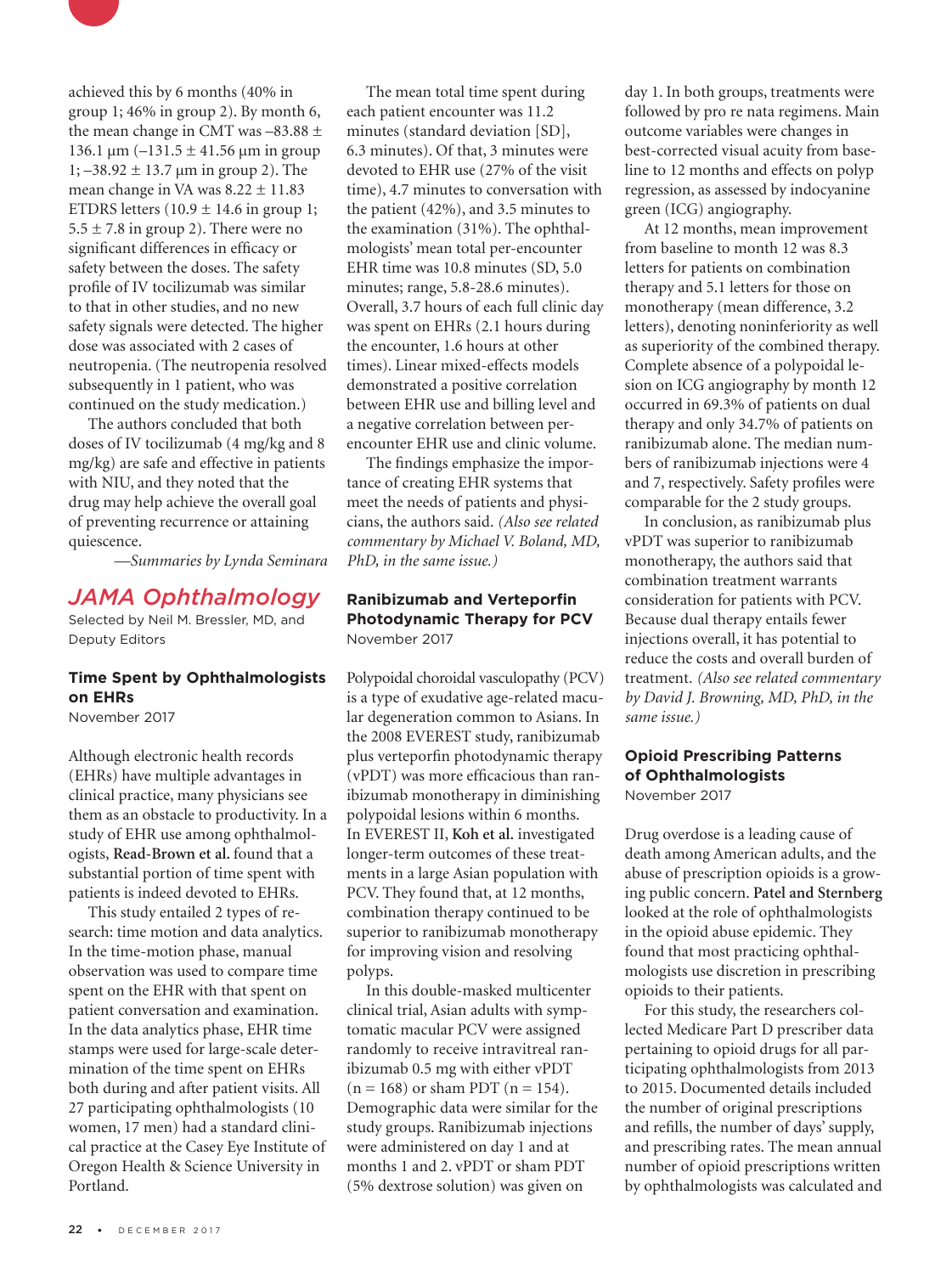achieved this by 6 months (40% in group 1; 46% in group 2). By month 6, the mean change in CMT was –83.88 ± 136.1 μm (–131.5 ± 41.56 μm in group 1; –38.92 ± 13.7 μm in group 2). The mean change in VA was 8.22 ± 11.83 ETDRS letters (10.9 ± 14.6 in group 1; 5.5 ± 7.8 in group 2). There were no significant differences in efficacy or safety between the doses. The safety profile of IV tocilizumab was similar to that in other studies, and no new safety signals were detected. The higher dose was associated with 2 cases of neutropenia. (The neutropenia resolved subsequently in 1 patient, who was continued on the study medication.)

The authors concluded that both doses of IV tocilizumab (4 mg/kg and 8 mg/kg) are safe and effective in patients with NIU, and they noted that the drug may help achieve the overall goal of preventing recurrence or attaining quiescence.

*—Summaries by Lynda Seminara*

## JAMA Ophthalmology

Selected by Neil M. Bressler, MD, and Deputy Editors

### Time Spent by Ophthalmologists on EHRs

November 2017

Although electronic health records (EHRs) have multiple advantages in clinical practice, many physicians see them as an obstacle to productivity. In a study of EHR use among ophthalmologists, **Read-Brown et al.** found that a substantial portion of time spent with patients is indeed devoted to EHRs.

This study entailed 2 types of research: time motion and data analytics. In the time-motion phase, manual observation was used to compare time spent on the EHR with that spent on patient conversation and examination. In the data analytics phase, EHR time stamps were used for large-scale determination of the time spent on EHRs both during and after patient visits. All 27 participating ophthalmologists (10 women, 17 men) had a standard clinical practice at the Casey Eye Institute of Oregon Health & Science University in Portland.

The mean total time spent during each patient encounter was 11.2 minutes (standard deviation [SD], 6.3 minutes). Of that, 3 minutes were devoted to EHR use (27% of the visit time), 4.7 minutes to conversation with the patient (42%), and 3.5 minutes to the examination (31%). The ophthalmologists' mean total per-encounter EHR time was 10.8 minutes (SD, 5.0 minutes; range, 5.8-28.6 minutes). Overall, 3.7 hours of each full clinic day was spent on EHRs (2.1 hours during the encounter, 1.6 hours at other times). Linear mixed-effects models demonstrated a positive correlation between EHR use and billing level and a negative correlation between per-encounter EHR use and clinic volume.

The findings emphasize the importance of creating EHR systems that meet the needs of patients and physicians, the authors said. *(Also see related commentary by Michael V. Boland, MD, PhD, in the same issue.)*

### Ranibizumab and Verteporfin Photodynamic Therapy for PCV

November 2017

Polypoidal choroidal vasculopathy (PCV) is a type of exudative age-related macular degeneration common to Asians. In the 2008 EVEREST study, ranibizumab plus verteporfin photodynamic therapy (vPDT) was more efficacious than ranibizumab monotherapy in diminishing polypoidal lesions within 6 months. In EVEREST II, **Koh et al.** investigated longer-term outcomes of these treatments in a large Asian population with PCV. They found that, at 12 months, combination therapy continued to be superior to ranibizumab monotherapy for improving vision and resolving polyps.

In this double-masked multicenter clinical trial, Asian adults with symptomatic macular PCV were assigned randomly to receive intravitreal ranibizumab 0.5 mg with either vPDT (n = 168) or sham PDT (n = 154). Demographic data were similar for the study groups. Ranibizumab injections were administered on day 1 and at months 1 and 2. vPDT or sham PDT (5% dextrose solution) was given on day 1. In both groups, treatments were followed by pro re nata regimens. Main outcome variables were changes in best-corrected visual acuity from baseline to 12 months and effects on polyp regression, as assessed by indocyanine green (ICG) angiography.

At 12 months, mean improvement from baseline to month 12 was 8.3 letters for patients on combination therapy and 5.1 letters for those on monotherapy (mean difference, 3.2 letters), denoting noninferiority as well as superiority of the combined therapy. Complete absence of a polypoidal lesion on ICG angiography by month 12 occurred in 69.3% of patients on dual therapy and only 34.7% of patients on ranibizumab alone. The median numbers of ranibizumab injections were 4 and 7, respectively. Safety profiles were comparable for the 2 study groups.

In conclusion, as ranibizumab plus vPDT was superior to ranibizumab monotherapy, the authors said that combination treatment warrants consideration for patients with PCV. Because dual therapy entails fewer injections overall, it has potential to reduce the costs and overall burden of treatment. *(Also see related commentary by David J. Browning, MD, PhD, in the same issue.)*

### Opioid Prescribing Patterns of Ophthalmologists

November 2017

Drug overdose is a leading cause of death among American adults, and the abuse of prescription opioids is a growing public concern. **Patel and Sternberg** looked at the role of ophthalmologists in the opioid abuse epidemic. They found that most practicing ophthalmologists use discretion in prescribing opioids to their patients.

For this study, the researchers collected Medicare Part D prescriber data pertaining to opioid drugs for all participating ophthalmologists from 2013 to 2015. Documented details included the number of original prescriptions and refills, the number of days' supply, and prescribing rates. The mean annual number of opioid prescriptions written by ophthalmologists was calculated and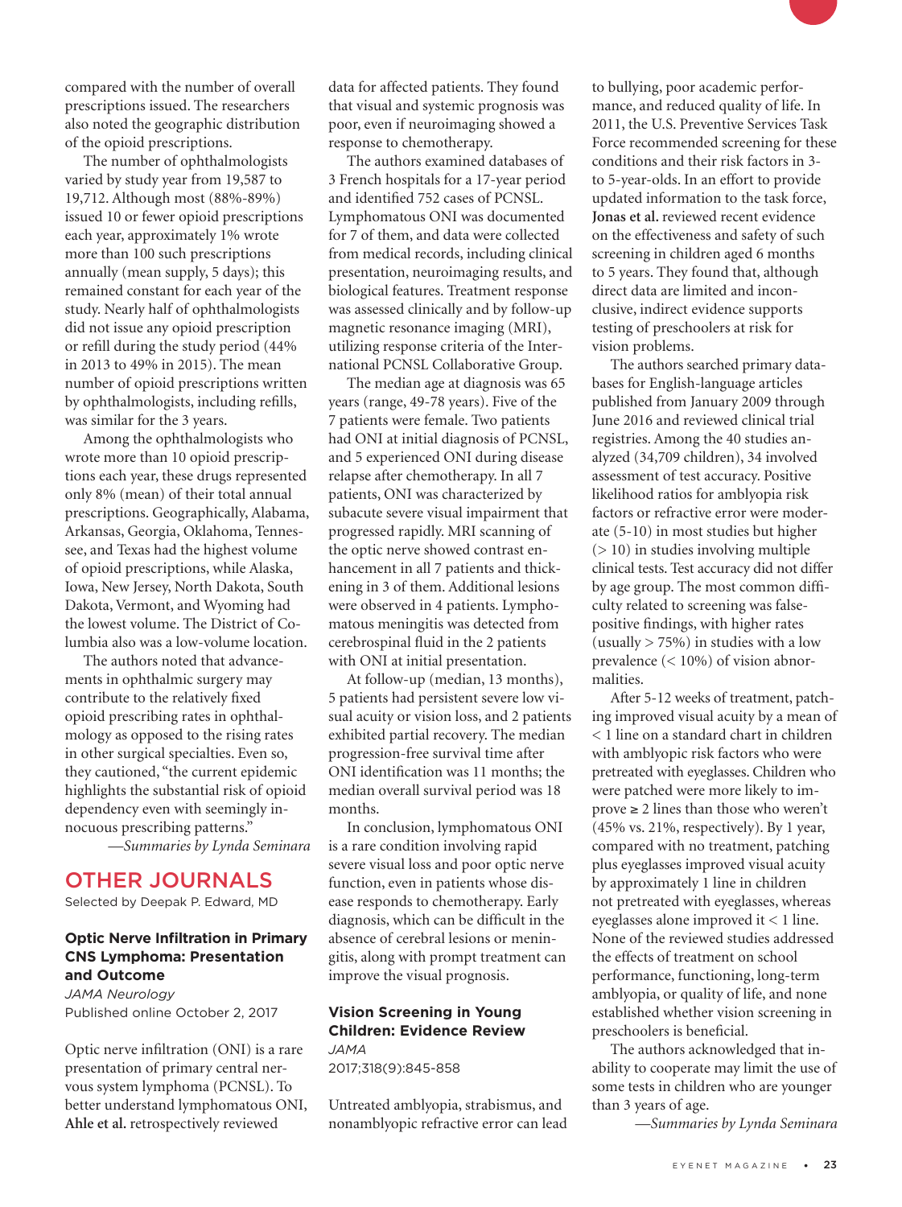compared with the number of overall prescriptions issued. The researchers also noted the geographic distribution of the opioid prescriptions.

The number of ophthalmologists varied by study year from 19,587 to 19,712. Although most (88%-89%) issued 10 or fewer opioid prescriptions each year, approximately 1% wrote more than 100 such prescriptions annually (mean supply, 5 days); this remained constant for each year of the study. Nearly half of ophthalmologists did not issue any opioid prescription or refill during the study period (44% in 2013 to 49% in 2015). The mean number of opioid prescriptions written by ophthalmologists, including refills, was similar for the 3 years.

Among the ophthalmologists who wrote more than 10 opioid prescriptions each year, these drugs represented only 8% (mean) of their total annual prescriptions. Geographically, Alabama, Arkansas, Georgia, Oklahoma, Tennessee, and Texas had the highest volume of opioid prescriptions, while Alaska, Iowa, New Jersey, North Dakota, South Dakota, Vermont, and Wyoming had the lowest volume. The District of Columbia also was a low-volume location.

The authors noted that advancements in ophthalmic surgery may contribute to the relatively fixed opioid prescribing rates in ophthalmology as opposed to the rising rates in other surgical specialties. Even so, they cautioned, "the current epidemic highlights the substantial risk of opioid dependency even with seemingly innocuous prescribing patterns."

*—Summaries by Lynda Seminara*

## OTHER JOURNALS

Selected by Deepak P. Edward, MD

### Optic Nerve Infiltration in Primary CNS Lymphoma: Presentation and Outcome

*JAMA Neurology*
Published online October 2, 2017

Optic nerve infiltration (ONI) is a rare presentation of primary central nervous system lymphoma (PCNSL). To better understand lymphomatous ONI, **Ahle et al.** retrospectively reviewed data for affected patients. They found that visual and systemic prognosis was poor, even if neuroimaging showed a response to chemotherapy.

The authors examined databases of 3 French hospitals for a 17-year period and identified 752 cases of PCNSL. Lymphomatous ONI was documented for 7 of them, and data were collected from medical records, including clinical presentation, neuroimaging results, and biological features. Treatment response was assessed clinically and by follow-up magnetic resonance imaging (MRI), utilizing response criteria of the International PCNSL Collaborative Group.

The median age at diagnosis was 65 years (range, 49-78 years). Five of the 7 patients were female. Two patients had ONI at initial diagnosis of PCNSL, and 5 experienced ONI during disease relapse after chemotherapy. In all 7 patients, ONI was characterized by subacute severe visual impairment that progressed rapidly. MRI scanning of the optic nerve showed contrast enhancement in all 7 patients and thickening in 3 of them. Additional lesions were observed in 4 patients. Lymphomatous meningitis was detected from cerebrospinal fluid in the 2 patients with ONI at initial presentation.

At follow-up (median, 13 months), 5 patients had persistent severe low visual acuity or vision loss, and 2 patients exhibited partial recovery. The median progression-free survival time after ONI identification was 11 months; the median overall survival period was 18 months.

In conclusion, lymphomatous ONI is a rare condition involving rapid severe visual loss and poor optic nerve function, even in patients whose disease responds to chemotherapy. Early diagnosis, which can be difficult in the absence of cerebral lesions or meningitis, along with prompt treatment can improve the visual prognosis.

### Vision Screening in Young Children: Evidence Review

*JAMA*
2017;318(9):845-858

Untreated amblyopia, strabismus, and nonamblyopic refractive error can lead to bullying, poor academic performance, and reduced quality of life. In 2011, the U.S. Preventive Services Task Force recommended screening for these conditions and their risk factors in 3- to 5-year-olds. In an effort to provide updated information to the task force, **Jonas et al.** reviewed recent evidence on the effectiveness and safety of such screening in children aged 6 months to 5 years. They found that, although direct data are limited and inconclusive, indirect evidence supports testing of preschoolers at risk for vision problems.

The authors searched primary databases for English-language articles published from January 2009 through June 2016 and reviewed clinical trial registries. Among the 40 studies analyzed (34,709 children), 34 involved assessment of test accuracy. Positive likelihood ratios for amblyopia risk factors or refractive error were moderate (5-10) in most studies but higher (> 10) in studies involving multiple clinical tests. Test accuracy did not differ by age group. The most common difficulty related to screening was false-positive findings, with higher rates (usually > 75%) in studies with a low prevalence (< 10%) of vision abnormalities.

After 5-12 weeks of treatment, patching improved visual acuity by a mean of < 1 line on a standard chart in children with amblyopic risk factors who were pretreated with eyeglasses. Children who were patched were more likely to improve ≥ 2 lines than those who weren't (45% vs. 21%, respectively). By 1 year, compared with no treatment, patching plus eyeglasses improved visual acuity by approximately 1 line in children not pretreated with eyeglasses, whereas eyeglasses alone improved it < 1 line. None of the reviewed studies addressed the effects of treatment on school performance, functioning, long-term amblyopia, or quality of life, and none established whether vision screening in preschoolers is beneficial.

The authors acknowledged that inability to cooperate may limit the use of some tests in children who are younger than 3 years of age.

*—Summaries by Lynda Seminara*